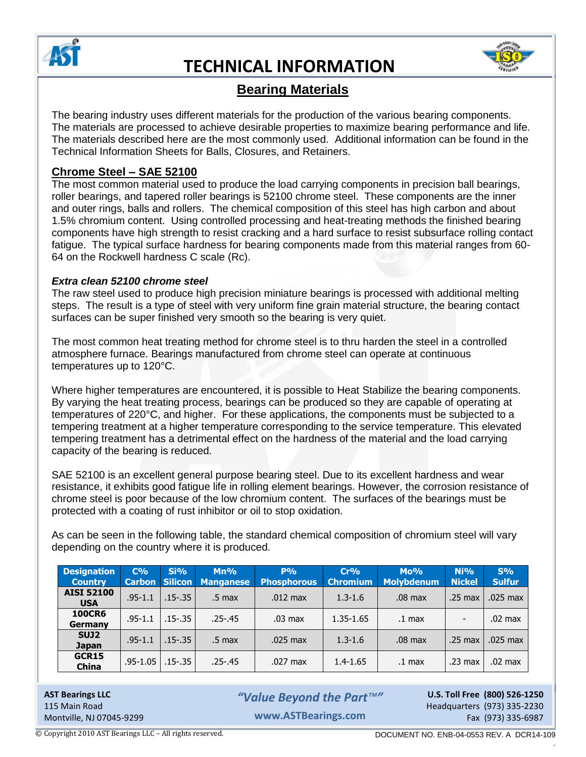# TECHNICAL INFORMATION

## Bearing Materials

The bearing industry uses different materials for the production of the various bearing components. The materials are processed to achieve desirable properties to maximize bearing performance and life. The materials described here are the most commonly used. Additional information can be found in the Technical Information Sheets for Balls, Closures, and Retainers.

### Chrome Steel – SAE 52100

The most common material used to produce the load carrying components in precision ball bearings, roller bearings, and tapered roller bearings is 52100 chrome steel. These components are the inner and outer rings, balls and rollers. The chemical composition of this steel has high carbon and about 1.5% chromium content. Using controlled processing and heat-treating methods the finished bearing components have high strength to resist cracking and a hard surface to resist subsurface rolling contact fatigue. The typical surface hardness for bearing components made from this material ranges from 60-64 on the Rockwell hardness C scale (Rc).

***Extra clean 52100 chrome steel***

The raw steel used to produce high precision miniature bearings is processed with additional melting steps. The result is a type of steel with very uniform fine grain material structure, the bearing contact surfaces can be super finished very smooth so the bearing is very quiet.

The most common heat treating method for chrome steel is to thru harden the steel in a controlled atmosphere furnace. Bearings manufactured from chrome steel can operate at continuous temperatures up to 120°C.

Where higher temperatures are encountered, it is possible to Heat Stabilize the bearing components. By varying the heat treating process, bearings can be produced so they are capable of operating at temperatures of 220°C, and higher. For these applications, the components must be subjected to a tempering treatment at a higher temperature corresponding to the service temperature. This elevated tempering treatment has a detrimental effect on the hardness of the material and the load carrying capacity of the bearing is reduced.

SAE 52100 is an excellent general purpose bearing steel. Due to its excellent hardness and wear resistance, it exhibits good fatigue life in rolling element bearings. However, the corrosion resistance of chrome steel is poor because of the low chromium content. The surfaces of the bearings must be protected with a coating of rust inhibitor or oil to stop oxidation.

As can be seen in the following table, the standard chemical composition of chromium steel will vary depending on the country where it is produced.

| Designation Country | C% Carbon | Si% Silicon | Mn% Manganese | P% Phosphorous | Cr% Chromium | Mo% Molybdenum | Ni% Nickel | S% Sulfur |
|---|---|---|---|---|---|---|---|---|
| **AISI 52100 USA** | .95-1.1 | .15-.35 | .5 max | .012 max | 1.3-1.6 | .08 max | .25 max | .025 max |
| **100CR6 Germany** | .95-1.1 | .15-.35 | .25-.45 | .03 max | 1.35-1.65 | .1 max | - | .02 max |
| **SUJ2 Japan** | .95-1.1 | .15-.35 | .5 max | .025 max | 1.3-1.6 | .08 max | .25 max | .025 max |
| **GCR15 China** | .95-1.05 | .15-.35 | .25-.45 | .027 max | 1.4-1.65 | .1 max | .23 max | .02 max |

**AST Bearings LLC**
115 Main Road
Montville, NJ 07045-9299

*"Value Beyond the Part™"*
**www.ASTBearings.com**

**U.S. Toll Free (800) 526-1250**
Headquarters (973) 335-2230
Fax (973) 335-6987

© Copyright 2010 AST Bearings LLC – All rights reserved.

DOCUMENT NO. ENB-04-0553 REV. A DCR14-109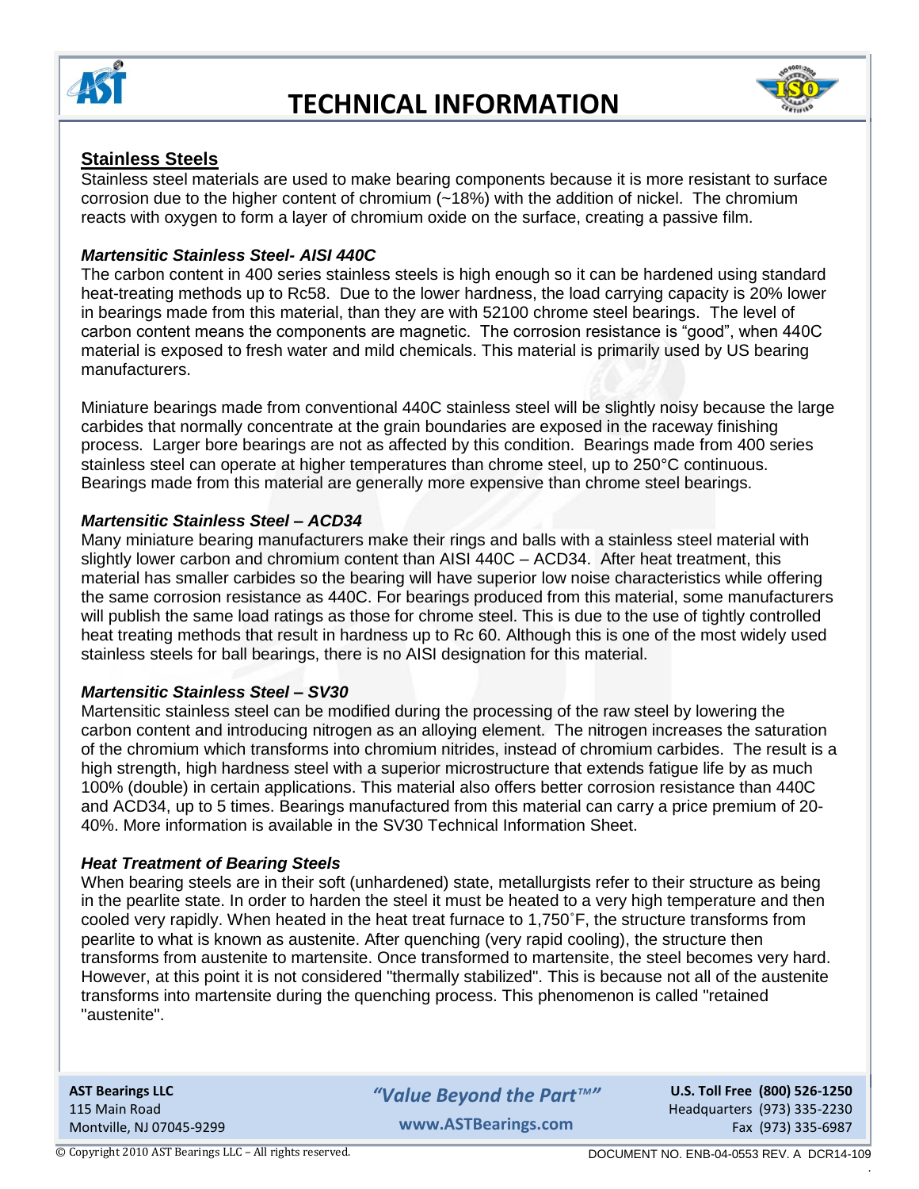## Stainless Steels

Stainless steel materials are used to make bearing components because it is more resistant to surface corrosion due to the higher content of chromium (~18%) with the addition of nickel. The chromium reacts with oxygen to form a layer of chromium oxide on the surface, creating a passive film.

### *Martensitic Stainless Steel- AISI 440C*

The carbon content in 400 series stainless steels is high enough so it can be hardened using standard heat-treating methods up to Rc58. Due to the lower hardness, the load carrying capacity is 20% lower in bearings made from this material, than they are with 52100 chrome steel bearings. The level of carbon content means the components are magnetic. The corrosion resistance is "good", when 440C material is exposed to fresh water and mild chemicals. This material is primarily used by US bearing manufacturers.

Miniature bearings made from conventional 440C stainless steel will be slightly noisy because the large carbides that normally concentrate at the grain boundaries are exposed in the raceway finishing process. Larger bore bearings are not as affected by this condition. Bearings made from 400 series stainless steel can operate at higher temperatures than chrome steel, up to 250°C continuous. Bearings made from this material are generally more expensive than chrome steel bearings.

### *Martensitic Stainless Steel – ACD34*

Many miniature bearing manufacturers make their rings and balls with a stainless steel material with slightly lower carbon and chromium content than AISI 440C – ACD34. After heat treatment, this material has smaller carbides so the bearing will have superior low noise characteristics while offering the same corrosion resistance as 440C. For bearings produced from this material, some manufacturers will publish the same load ratings as those for chrome steel. This is due to the use of tightly controlled heat treating methods that result in hardness up to Rc 60. Although this is one of the most widely used stainless steels for ball bearings, there is no AISI designation for this material.

### *Martensitic Stainless Steel – SV30*

Martensitic stainless steel can be modified during the processing of the raw steel by lowering the carbon content and introducing nitrogen as an alloying element. The nitrogen increases the saturation of the chromium which transforms into chromium nitrides, instead of chromium carbides. The result is a high strength, high hardness steel with a superior microstructure that extends fatigue life by as much 100% (double) in certain applications. This material also offers better corrosion resistance than 440C and ACD34, up to 5 times. Bearings manufactured from this material can carry a price premium of 20-40%. More information is available in the SV30 Technical Information Sheet.

### *Heat Treatment of Bearing Steels*

When bearing steels are in their soft (unhardened) state, metallurgists refer to their structure as being in the pearlite state. In order to harden the steel it must be heated to a very high temperature and then cooled very rapidly. When heated in the heat treat furnace to 1,750˚F, the structure transforms from pearlite to what is known as austenite. After quenching (very rapid cooling), the structure then transforms from austenite to martensite. Once transformed to martensite, the steel becomes very hard. However, at this point it is not considered "thermally stabilized". This is because not all of the austenite transforms into martensite during the quenching process. This phenomenon is called "retained "austenite".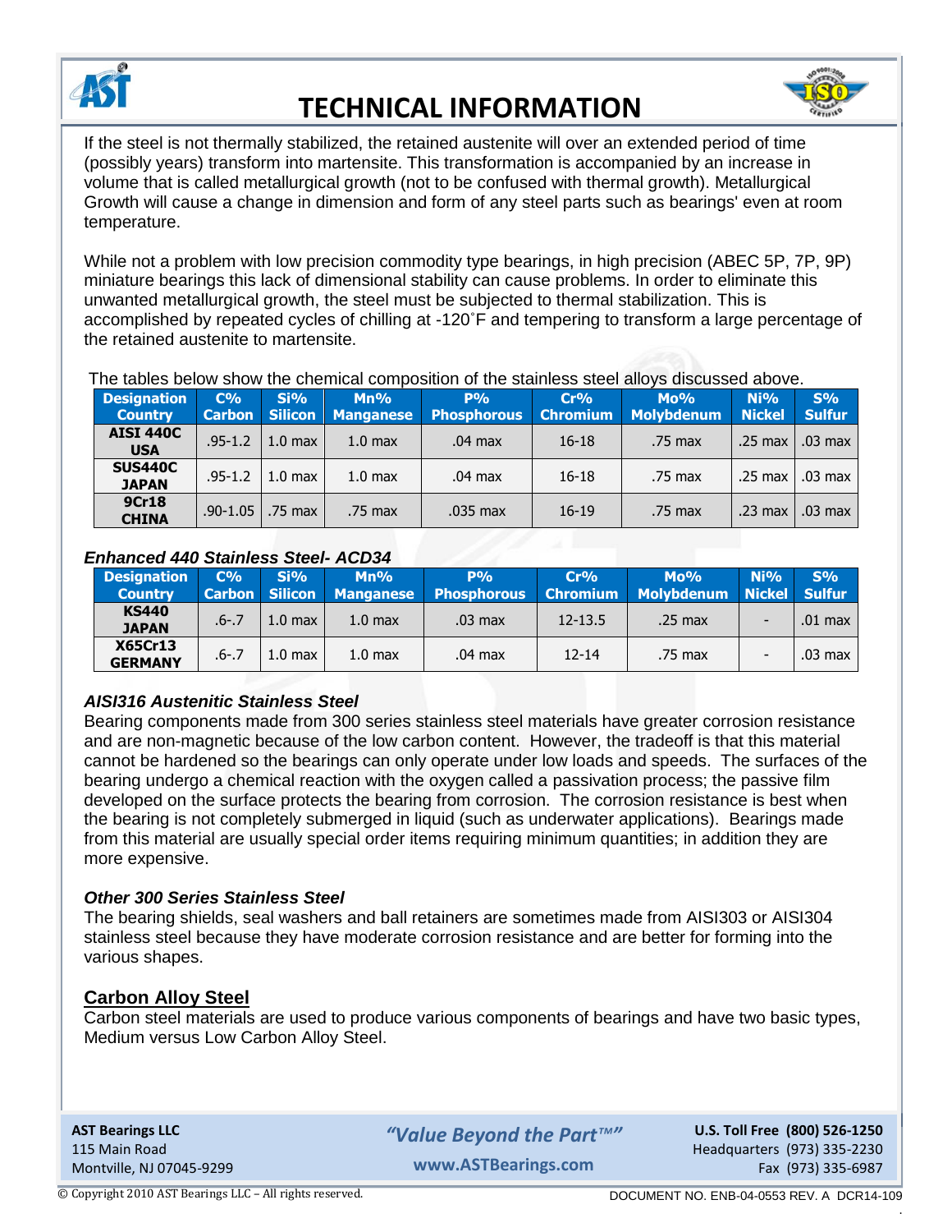If the steel is not thermally stabilized, the retained austenite will over an extended period of time (possibly years) transform into martensite. This transformation is accompanied by an increase in volume that is called metallurgical growth (not to be confused with thermal growth). Metallurgical Growth will cause a change in dimension and form of any steel parts such as bearings' even at room temperature.

While not a problem with low precision commodity type bearings, in high precision (ABEC 5P, 7P, 9P) miniature bearings this lack of dimensional stability can cause problems. In order to eliminate this unwanted metallurgical growth, the steel must be subjected to thermal stabilization. This is accomplished by repeated cycles of chilling at -120˚F and tempering to transform a large percentage of the retained austenite to martensite.

The tables below show the chemical composition of the stainless steel alloys discussed above.

| Designation Country | C% Carbon | Si% Silicon | Mn% Manganese | P% Phosphorous | Cr% Chromium | Mo% Molybdenum | Ni% Nickel | S% Sulfur |
|---|---|---|---|---|---|---|---|---|
| **AISI 440C USA** | .95-1.2 | 1.0 max | 1.0 max | .04 max | 16-18 | .75 max | .25 max | .03 max |
| **SUS440C JAPAN** | .95-1.2 | 1.0 max | 1.0 max | .04 max | 16-18 | .75 max | .25 max | .03 max |
| **9Cr18 CHINA** | .90-1.05 | .75 max | .75 max | .035 max | 16-19 | .75 max | .23 max | .03 max |

***Enhanced 440 Stainless Steel- ACD34***

| Designation Country | C% Carbon | Si% Silicon | Mn% Manganese | P% Phosphorous | Cr% Chromium | Mo% Molybdenum | Ni% Nickel | S% Sulfur |
|---|---|---|---|---|---|---|---|---|
| **KS440 JAPAN** | .6-.7 | 1.0 max | 1.0 max | .03 max | 12-13.5 | .25 max | - | .01 max |
| **X65Cr13 GERMANY** | .6-.7 | 1.0 max | 1.0 max | .04 max | 12-14 | .75 max | - | .03 max |

***AISI316 Austenitic Stainless Steel***

Bearing components made from 300 series stainless steel materials have greater corrosion resistance and are non-magnetic because of the low carbon content. However, the tradeoff is that this material cannot be hardened so the bearings can only operate under low loads and speeds. The surfaces of the bearing undergo a chemical reaction with the oxygen called a passivation process; the passive film developed on the surface protects the bearing from corrosion. The corrosion resistance is best when the bearing is not completely submerged in liquid (such as underwater applications). Bearings made from this material are usually special order items requiring minimum quantities; in addition they are more expensive.

***Other 300 Series Stainless Steel***

The bearing shields, seal washers and ball retainers are sometimes made from AISI303 or AISI304 stainless steel because they have moderate corrosion resistance and are better for forming into the various shapes.

## Carbon Alloy Steel

Carbon steel materials are used to produce various components of bearings and have two basic types, Medium versus Low Carbon Alloy Steel.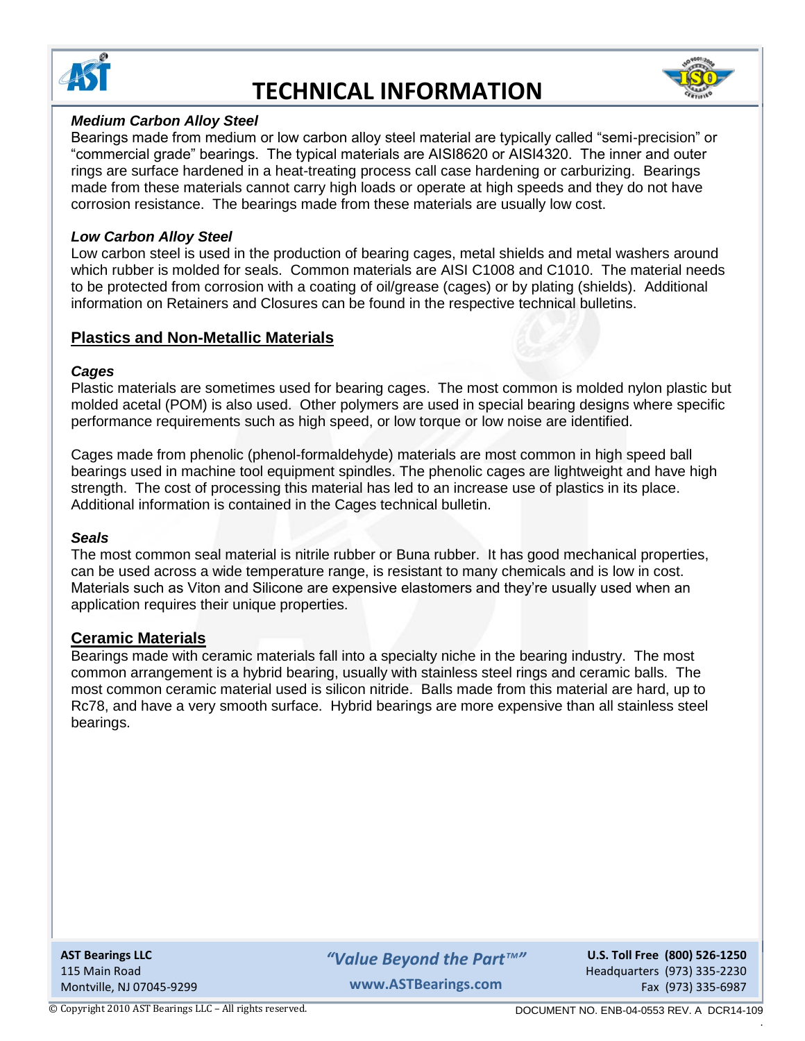***Medium Carbon Alloy Steel***

Bearings made from medium or low carbon alloy steel material are typically called “semi-precision” or “commercial grade” bearings. The typical materials are AISI8620 or AISI4320. The inner and outer rings are surface hardened in a heat-treating process call case hardening or carburizing. Bearings made from these materials cannot carry high loads or operate at high speeds and they do not have corrosion resistance. The bearings made from these materials are usually low cost.

***Low Carbon Alloy Steel***

Low carbon steel is used in the production of bearing cages, metal shields and metal washers around which rubber is molded for seals. Common materials are AISI C1008 and C1010. The material needs to be protected from corrosion with a coating of oil/grease (cages) or by plating (shields). Additional information on Retainers and Closures can be found in the respective technical bulletins.

## Plastics and Non-Metallic Materials

***Cages***

Plastic materials are sometimes used for bearing cages. The most common is molded nylon plastic but molded acetal (POM) is also used. Other polymers are used in special bearing designs where specific performance requirements such as high speed, or low torque or low noise are identified.

Cages made from phenolic (phenol-formaldehyde) materials are most common in high speed ball bearings used in machine tool equipment spindles. The phenolic cages are lightweight and have high strength. The cost of processing this material has led to an increase use of plastics in its place. Additional information is contained in the Cages technical bulletin.

***Seals***

The most common seal material is nitrile rubber or Buna rubber. It has good mechanical properties, can be used across a wide temperature range, is resistant to many chemicals and is low in cost. Materials such as Viton and Silicone are expensive elastomers and they’re usually used when an application requires their unique properties.

## Ceramic Materials

Bearings made with ceramic materials fall into a specialty niche in the bearing industry. The most common arrangement is a hybrid bearing, usually with stainless steel rings and ceramic balls. The most common ceramic material used is silicon nitride. Balls made from this material are hard, up to Rc78, and have a very smooth surface. Hybrid bearings are more expensive than all stainless steel bearings.